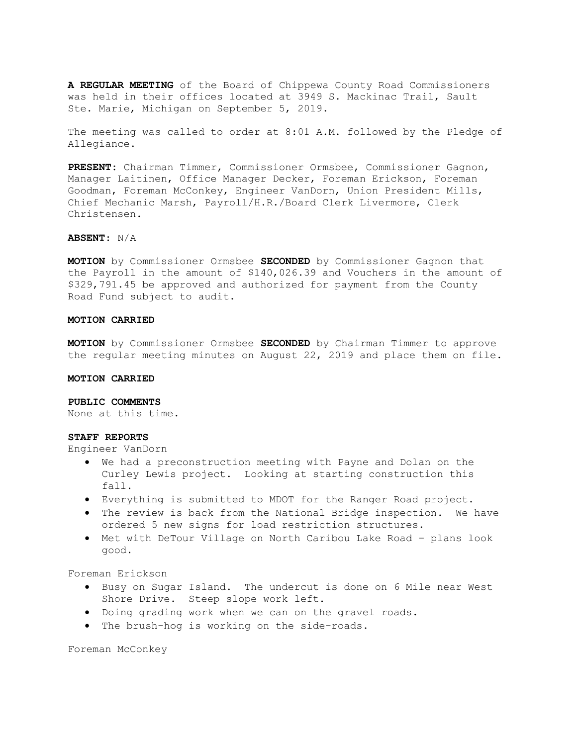**A REGULAR MEETING** of the Board of Chippewa County Road Commissioners was held in their offices located at 3949 S. Mackinac Trail, Sault Ste. Marie, Michigan on September 5, 2019.

The meeting was called to order at 8:01 A.M. followed by the Pledge of Allegiance.

**PRESENT:** Chairman Timmer, Commissioner Ormsbee, Commissioner Gagnon, Manager Laitinen, Office Manager Decker, Foreman Erickson, Foreman Goodman, Foreman McConkey, Engineer VanDorn, Union President Mills, Chief Mechanic Marsh, Payroll/H.R./Board Clerk Livermore, Clerk Christensen.

**ABSENT:** N/A

**MOTION** by Commissioner Ormsbee **SECONDED** by Commissioner Gagnon that the Payroll in the amount of $140,026.39 and Vouchers in the amount of $329,791.45 be approved and authorized for payment from the County Road Fund subject to audit.

**MOTION CARRIED**

**MOTION** by Commissioner Ormsbee **SECONDED** by Chairman Timmer to approve the regular meeting minutes on August 22, 2019 and place them on file.

**MOTION CARRIED**

**PUBLIC COMMENTS**
None at this time.

**STAFF REPORTS**

Engineer VanDorn

- We had a preconstruction meeting with Payne and Dolan on the Curley Lewis project. Looking at starting construction this fall.
- Everything is submitted to MDOT for the Ranger Road project.
- The review is back from the National Bridge inspection. We have ordered 5 new signs for load restriction structures.
- Met with DeTour Village on North Caribou Lake Road – plans look good.

Foreman Erickson

- Busy on Sugar Island. The undercut is done on 6 Mile near West Shore Drive. Steep slope work left.
- Doing grading work when we can on the gravel roads.
- The brush-hog is working on the side-roads.

Foreman McConkey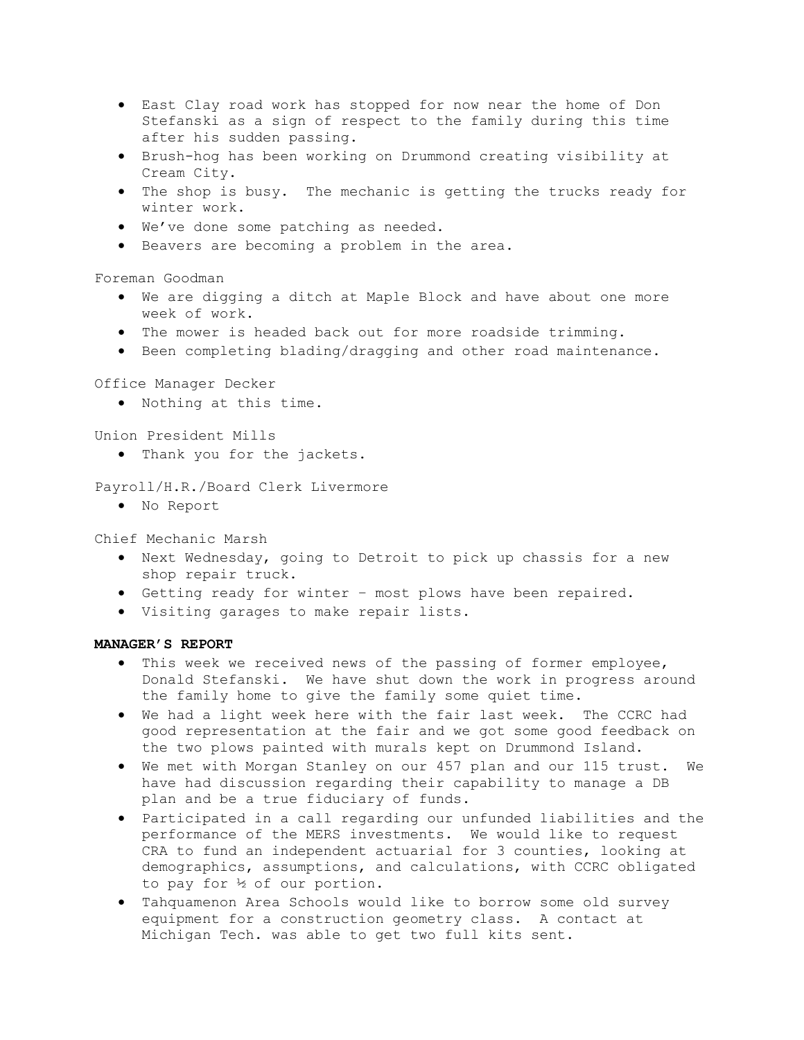- East Clay road work has stopped for now near the home of Don Stefanski as a sign of respect to the family during this time after his sudden passing.
- Brush-hog has been working on Drummond creating visibility at Cream City.
- The shop is busy. The mechanic is getting the trucks ready for winter work.
- We've done some patching as needed.
- Beavers are becoming a problem in the area.

Foreman Goodman

- We are digging a ditch at Maple Block and have about one more week of work.
- The mower is headed back out for more roadside trimming.
- Been completing blading/dragging and other road maintenance.

Office Manager Decker

- Nothing at this time.

Union President Mills

- Thank you for the jackets.

Payroll/H.R./Board Clerk Livermore

- No Report

Chief Mechanic Marsh

- Next Wednesday, going to Detroit to pick up chassis for a new shop repair truck.
- Getting ready for winter – most plows have been repaired.
- Visiting garages to make repair lists.

**MANAGER'S REPORT**

- This week we received news of the passing of former employee, Donald Stefanski. We have shut down the work in progress around the family home to give the family some quiet time.
- We had a light week here with the fair last week. The CCRC had good representation at the fair and we got some good feedback on the two plows painted with murals kept on Drummond Island.
- We met with Morgan Stanley on our 457 plan and our 115 trust. We have had discussion regarding their capability to manage a DB plan and be a true fiduciary of funds.
- Participated in a call regarding our unfunded liabilities and the performance of the MERS investments. We would like to request CRA to fund an independent actuarial for 3 counties, looking at demographics, assumptions, and calculations, with CCRC obligated to pay for ½ of our portion.
- Tahquamenon Area Schools would like to borrow some old survey equipment for a construction geometry class. A contact at Michigan Tech. was able to get two full kits sent.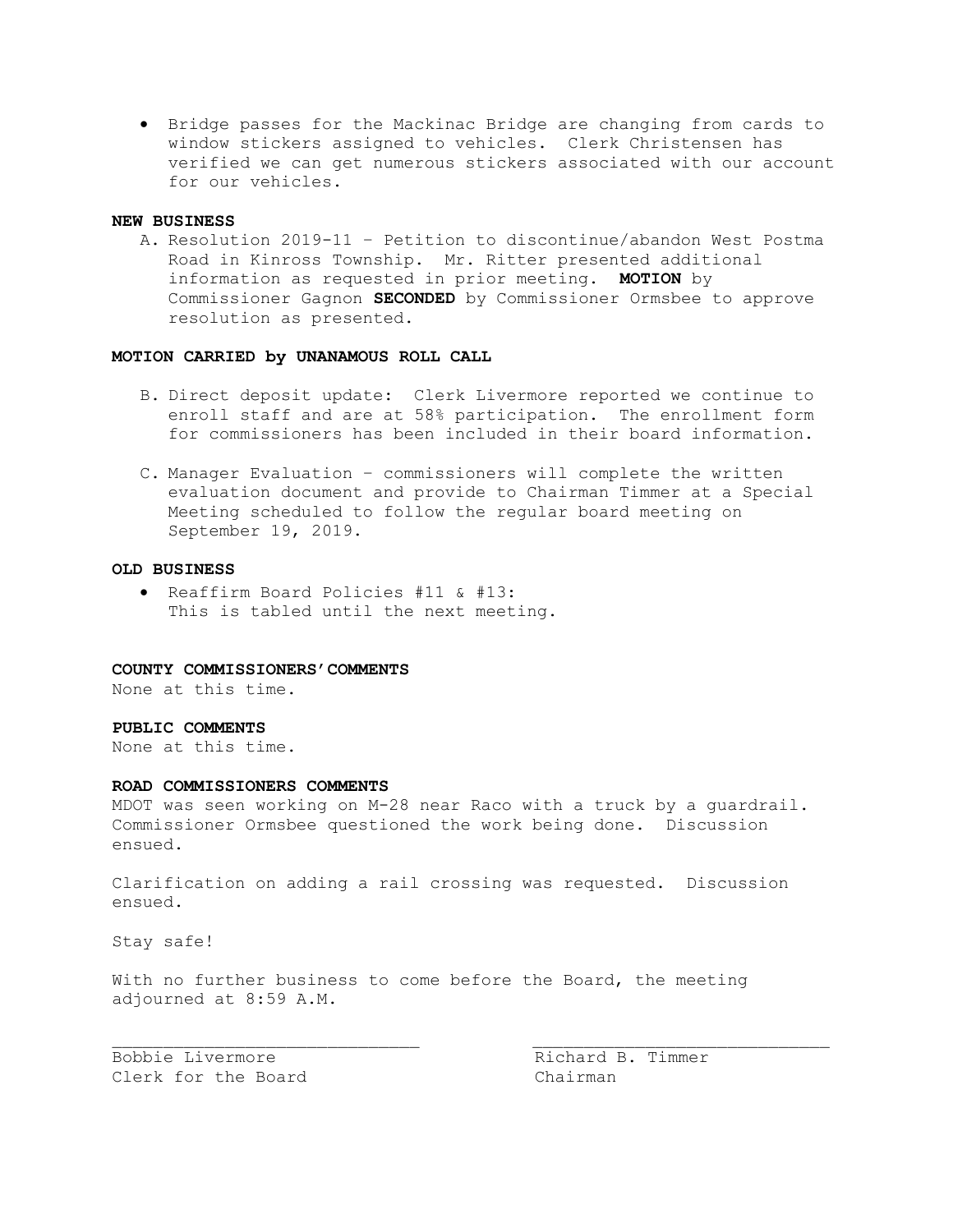- Bridge passes for the Mackinac Bridge are changing from cards to window stickers assigned to vehicles. Clerk Christensen has verified we can get numerous stickers associated with our account for our vehicles.

**NEW BUSINESS**

A. Resolution 2019-11 – Petition to discontinue/abandon West Postma Road in Kinross Township. Mr. Ritter presented additional information as requested in prior meeting. **MOTION** by Commissioner Gagnon **SECONDED** by Commissioner Ormsbee to approve resolution as presented.

**MOTION CARRIED by UNANAMOUS ROLL CALL**

B. Direct deposit update: Clerk Livermore reported we continue to enroll staff and are at 58% participation. The enrollment form for commissioners has been included in their board information.

C. Manager Evaluation – commissioners will complete the written evaluation document and provide to Chairman Timmer at a Special Meeting scheduled to follow the regular board meeting on September 19, 2019.

**OLD BUSINESS**

- Reaffirm Board Policies #11 & #13:
  This is tabled until the next meeting.

**COUNTY COMMISSIONERS' COMMENTS**

None at this time.

**PUBLIC COMMENTS**

None at this time.

**ROAD COMMISSIONERS COMMENTS**

MDOT was seen working on M-28 near Raco with a truck by a guardrail. Commissioner Ormsbee questioned the work being done. Discussion ensued.

Clarification on adding a rail crossing was requested. Discussion ensued.

Stay safe!

With no further business to come before the Board, the meeting adjourned at 8:59 A.M.

| | |
|---|---|
| ______________________________ | ______________________________ |
| Bobbie Livermore | Richard B. Timmer |
| Clerk for the Board | Chairman |